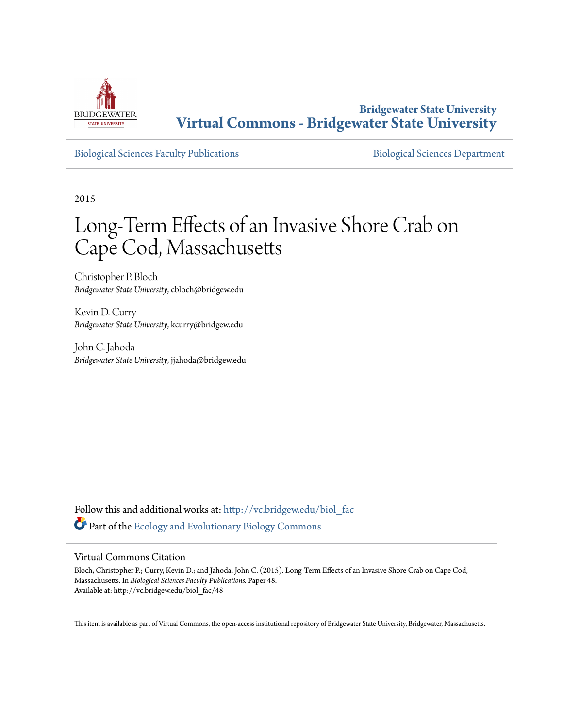**Bridgewater State University**
**Virtual Commons - Bridgewater State University**

Biological Sciences Faculty Publications

Biological Sciences Department

2015

# Long-Term Effects of an Invasive Shore Crab on Cape Cod, Massachusetts

Christopher P. Bloch
*Bridgewater State University*, cbloch@bridgew.edu

Kevin D. Curry
*Bridgewater State University*, kcurry@bridgew.edu

John C. Jahoda
*Bridgewater State University*, jjahoda@bridgew.edu

Follow this and additional works at: http://vc.bridgew.edu/biol_fac

Part of the Ecology and Evolutionary Biology Commons

## Virtual Commons Citation

Bloch, Christopher P.; Curry, Kevin D.; and Jahoda, John C. (2015). Long-Term Effects of an Invasive Shore Crab on Cape Cod, Massachusetts. In *Biological Sciences Faculty Publications.* Paper 48.
Available at: http://vc.bridgew.edu/biol_fac/48

This item is available as part of Virtual Commons, the open-access institutional repository of Bridgewater State University, Bridgewater, Massachusetts.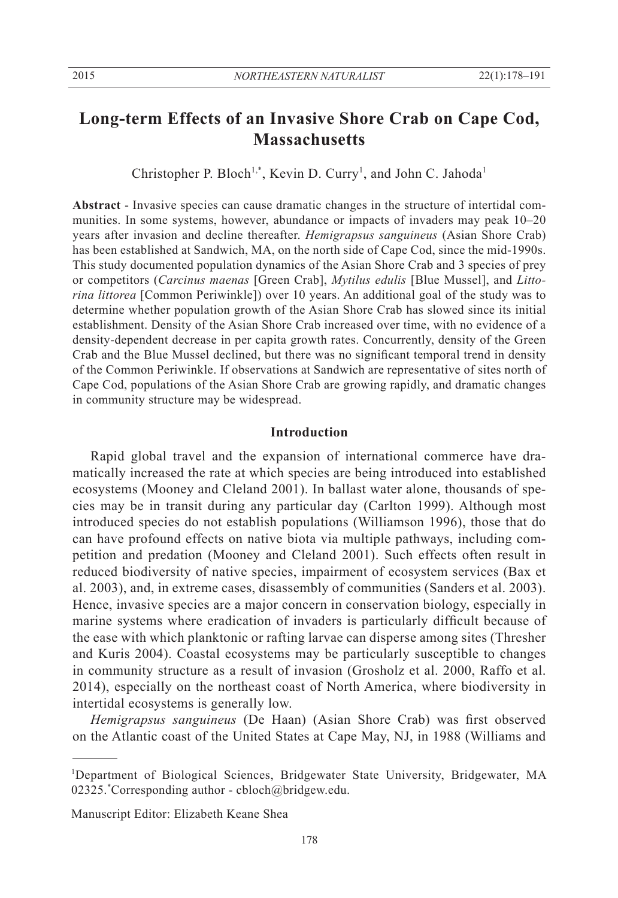# Long-term Effects of an Invasive Shore Crab on Cape Cod, Massachusetts

Christopher P. Bloch[1,*], Kevin D. Curry[1], and John C. Jahoda[1]

**Abstract** - Invasive species can cause dramatic changes in the structure of intertidal communities. In some systems, however, abundance or impacts of invaders may peak 10–20 years after invasion and decline thereafter. *Hemigrapsus sanguineus* (Asian Shore Crab) has been established at Sandwich, MA, on the north side of Cape Cod, since the mid-1990s. This study documented population dynamics of the Asian Shore Crab and 3 species of prey or competitors (*Carcinus maenas* [Green Crab], *Mytilus edulis* [Blue Mussel], and *Littorina littorea* [Common Periwinkle]) over 10 years. An additional goal of the study was to determine whether population growth of the Asian Shore Crab has slowed since its initial establishment. Density of the Asian Shore Crab increased over time, with no evidence of a density-dependent decrease in per capita growth rates. Concurrently, density of the Green Crab and the Blue Mussel declined, but there was no significant temporal trend in density of the Common Periwinkle. If observations at Sandwich are representative of sites north of Cape Cod, populations of the Asian Shore Crab are growing rapidly, and dramatic changes in community structure may be widespread.

## Introduction

Rapid global travel and the expansion of international commerce have dramatically increased the rate at which species are being introduced into established ecosystems (Mooney and Cleland 2001). In ballast water alone, thousands of species may be in transit during any particular day (Carlton 1999). Although most introduced species do not establish populations (Williamson 1996), those that do can have profound effects on native biota via multiple pathways, including competition and predation (Mooney and Cleland 2001). Such effects often result in reduced biodiversity of native species, impairment of ecosystem services (Bax et al. 2003), and, in extreme cases, disassembly of communities (Sanders et al. 2003). Hence, invasive species are a major concern in conservation biology, especially in marine systems where eradication of invaders is particularly difficult because of the ease with which planktonic or rafting larvae can disperse among sites (Thresher and Kuris 2004). Coastal ecosystems may be particularly susceptible to changes in community structure as a result of invasion (Grosholz et al. 2000, Raffo et al. 2014), especially on the northeast coast of North America, where biodiversity in intertidal ecosystems is generally low.

*Hemigrapsus sanguineus* (De Haan) (Asian Shore Crab) was first observed on the Atlantic coast of the United States at Cape May, NJ, in 1988 (Williams and

---

[1]Department of Biological Sciences, Bridgewater State University, Bridgewater, MA 02325. [*]Corresponding author - cbloch@bridgew.edu.

Manuscript Editor: Elizabeth Keane Shea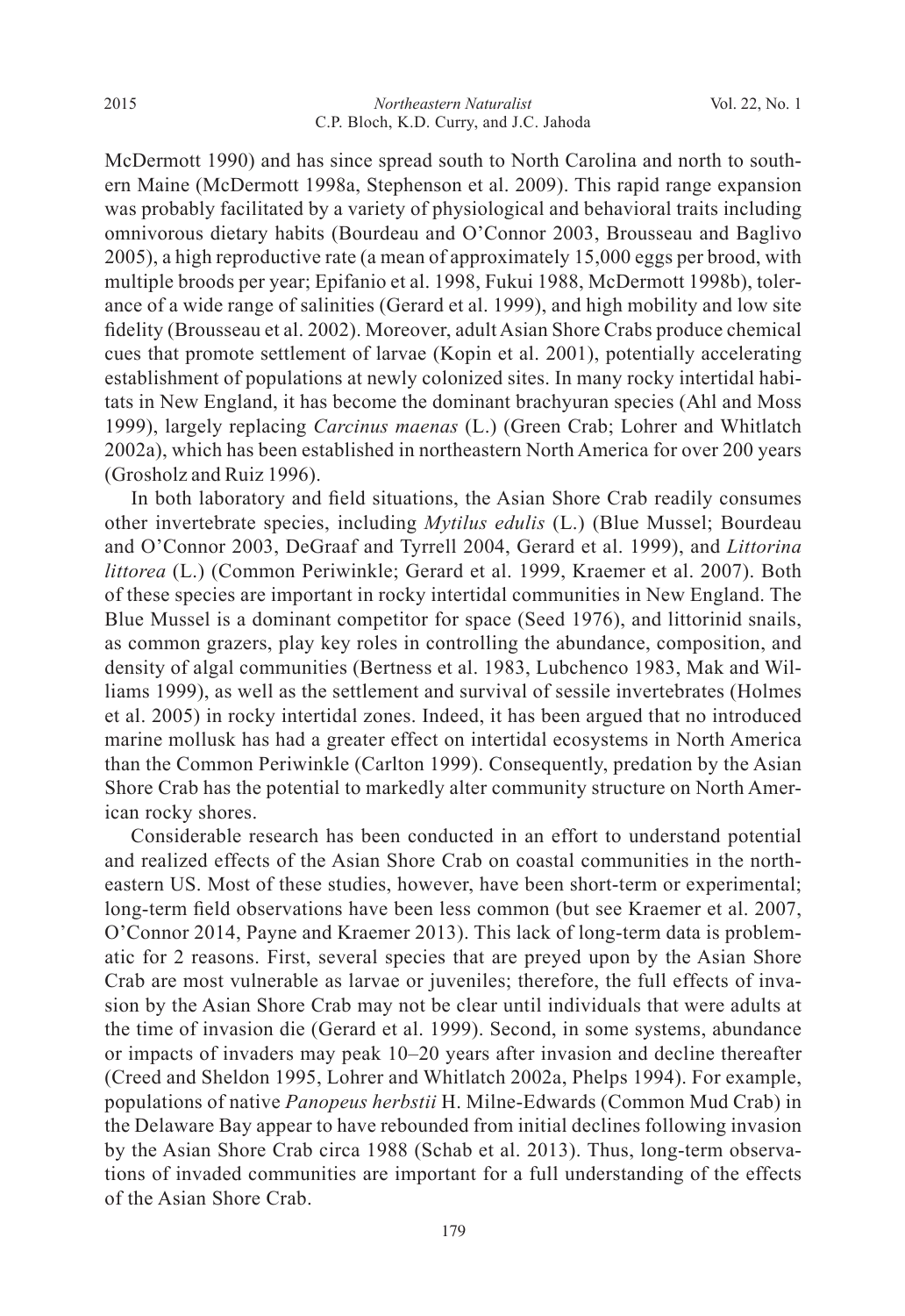McDermott 1990) and has since spread south to North Carolina and north to southern Maine (McDermott 1998a, Stephenson et al. 2009). This rapid range expansion was probably facilitated by a variety of physiological and behavioral traits including omnivorous dietary habits (Bourdeau and O'Connor 2003, Brousseau and Baglivo 2005), a high reproductive rate (a mean of approximately 15,000 eggs per brood, with multiple broods per year; Epifanio et al. 1998, Fukui 1988, McDermott 1998b), tolerance of a wide range of salinities (Gerard et al. 1999), and high mobility and low site fidelity (Brousseau et al. 2002). Moreover, adult Asian Shore Crabs produce chemical cues that promote settlement of larvae (Kopin et al. 2001), potentially accelerating establishment of populations at newly colonized sites. In many rocky intertidal habitats in New England, it has become the dominant brachyuran species (Ahl and Moss 1999), largely replacing *Carcinus maenas* (L.) (Green Crab; Lohrer and Whitlatch 2002a), which has been established in northeastern North America for over 200 years (Grosholz and Ruiz 1996).

In both laboratory and field situations, the Asian Shore Crab readily consumes other invertebrate species, including *Mytilus edulis* (L.) (Blue Mussel; Bourdeau and O'Connor 2003, DeGraaf and Tyrrell 2004, Gerard et al. 1999), and *Littorina littorea* (L.) (Common Periwinkle; Gerard et al. 1999, Kraemer et al. 2007). Both of these species are important in rocky intertidal communities in New England. The Blue Mussel is a dominant competitor for space (Seed 1976), and littorinid snails, as common grazers, play key roles in controlling the abundance, composition, and density of algal communities (Bertness et al. 1983, Lubchenco 1983, Mak and Williams 1999), as well as the settlement and survival of sessile invertebrates (Holmes et al. 2005) in rocky intertidal zones. Indeed, it has been argued that no introduced marine mollusk has had a greater effect on intertidal ecosystems in North America than the Common Periwinkle (Carlton 1999). Consequently, predation by the Asian Shore Crab has the potential to markedly alter community structure on North American rocky shores.

Considerable research has been conducted in an effort to understand potential and realized effects of the Asian Shore Crab on coastal communities in the northeastern US. Most of these studies, however, have been short-term or experimental; long-term field observations have been less common (but see Kraemer et al. 2007, O'Connor 2014, Payne and Kraemer 2013). This lack of long-term data is problematic for 2 reasons. First, several species that are preyed upon by the Asian Shore Crab are most vulnerable as larvae or juveniles; therefore, the full effects of invasion by the Asian Shore Crab may not be clear until individuals that were adults at the time of invasion die (Gerard et al. 1999). Second, in some systems, abundance or impacts of invaders may peak 10–20 years after invasion and decline thereafter (Creed and Sheldon 1995, Lohrer and Whitlatch 2002a, Phelps 1994). For example, populations of native *Panopeus herbstii* H. Milne-Edwards (Common Mud Crab) in the Delaware Bay appear to have rebounded from initial declines following invasion by the Asian Shore Crab circa 1988 (Schab et al. 2013). Thus, long-term observations of invaded communities are important for a full understanding of the effects of the Asian Shore Crab.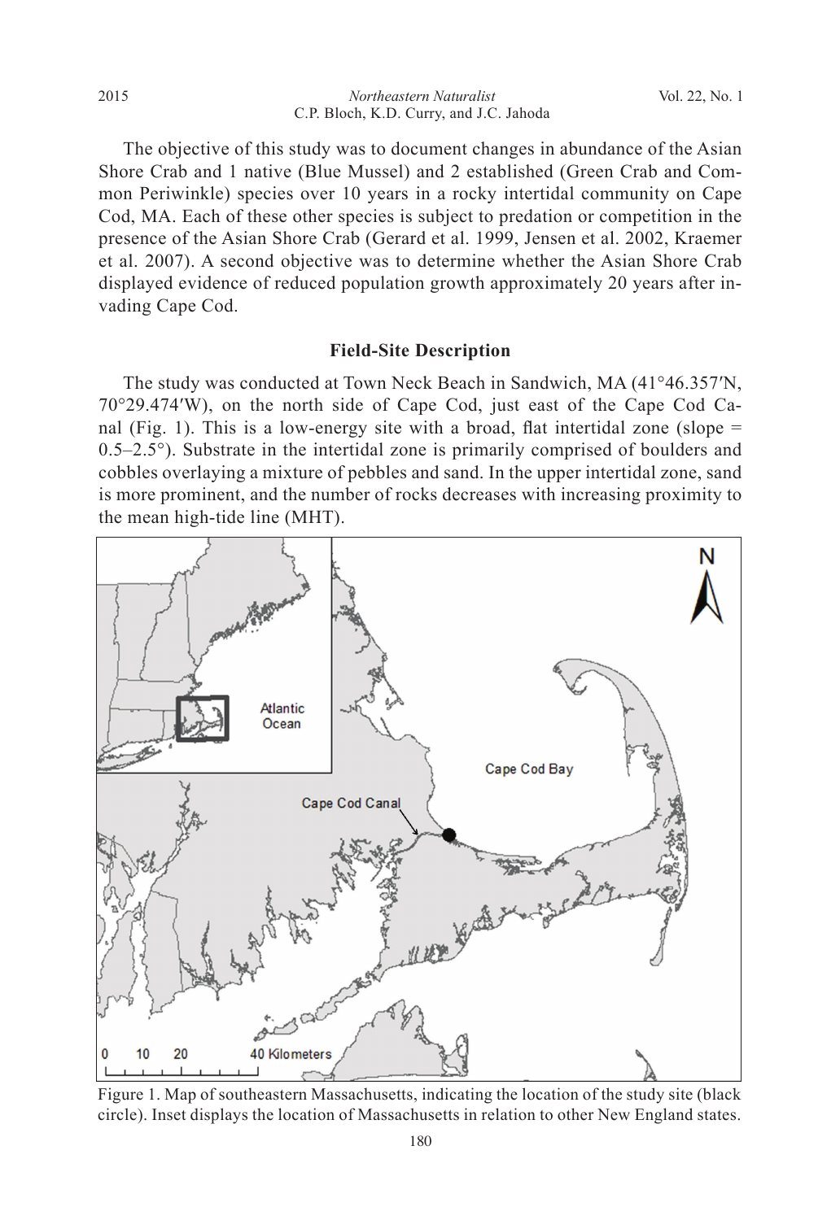The objective of this study was to document changes in abundance of the Asian Shore Crab and 1 native (Blue Mussel) and 2 established (Green Crab and Common Periwinkle) species over 10 years in a rocky intertidal community on Cape Cod, MA. Each of these other species is subject to predation or competition in the presence of the Asian Shore Crab (Gerard et al. 1999, Jensen et al. 2002, Kraemer et al. 2007). A second objective was to determine whether the Asian Shore Crab displayed evidence of reduced population growth approximately 20 years after invading Cape Cod.

## Field-Site Description

The study was conducted at Town Neck Beach in Sandwich, MA (41°46.357′N, 70°29.474′W), on the north side of Cape Cod, just east of the Cape Cod Canal (Fig. 1). This is a low-energy site with a broad, flat intertidal zone (slope = 0.5–2.5°). Substrate in the intertidal zone is primarily comprised of boulders and cobbles overlaying a mixture of pebbles and sand. In the upper intertidal zone, sand is more prominent, and the number of rocks decreases with increasing proximity to the mean high-tide line (MHT).

Figure 1. Map of southeastern Massachusetts, indicating the location of the study site (black circle). Inset displays the location of Massachusetts in relation to other New England states.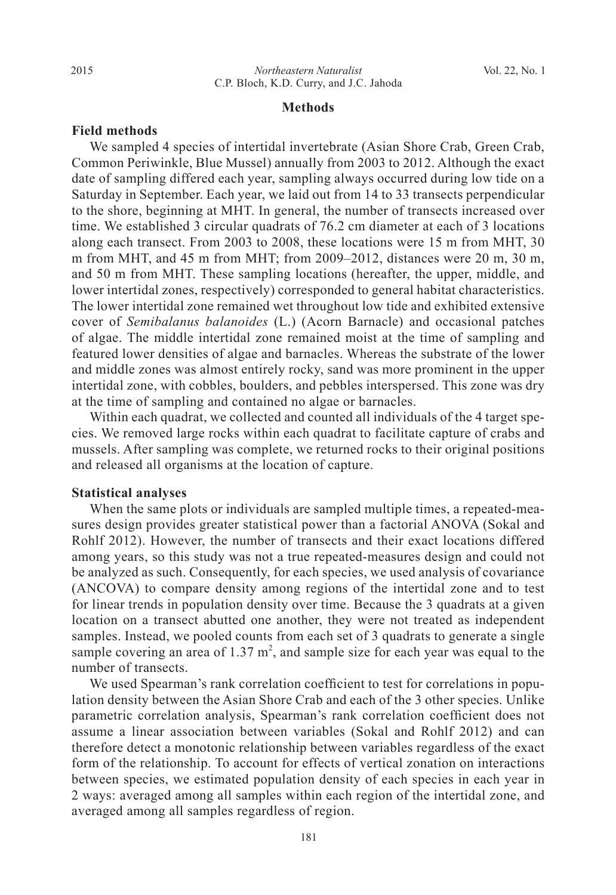## Methods

### Field methods

We sampled 4 species of intertidal invertebrate (Asian Shore Crab, Green Crab, Common Periwinkle, Blue Mussel) annually from 2003 to 2012. Although the exact date of sampling differed each year, sampling always occurred during low tide on a Saturday in September. Each year, we laid out from 14 to 33 transects perpendicular to the shore, beginning at MHT. In general, the number of transects increased over time. We established 3 circular quadrats of 76.2 cm diameter at each of 3 locations along each transect. From 2003 to 2008, these locations were 15 m from MHT, 30 m from MHT, and 45 m from MHT; from 2009–2012, distances were 20 m, 30 m, and 50 m from MHT. These sampling locations (hereafter, the upper, middle, and lower intertidal zones, respectively) corresponded to general habitat characteristics. The lower intertidal zone remained wet throughout low tide and exhibited extensive cover of *Semibalanus balanoides* (L.) (Acorn Barnacle) and occasional patches of algae. The middle intertidal zone remained moist at the time of sampling and featured lower densities of algae and barnacles. Whereas the substrate of the lower and middle zones was almost entirely rocky, sand was more prominent in the upper intertidal zone, with cobbles, boulders, and pebbles interspersed. This zone was dry at the time of sampling and contained no algae or barnacles.

Within each quadrat, we collected and counted all individuals of the 4 target species. We removed large rocks within each quadrat to facilitate capture of crabs and mussels. After sampling was complete, we returned rocks to their original positions and released all organisms at the location of capture.

### Statistical analyses

When the same plots or individuals are sampled multiple times, a repeated-measures design provides greater statistical power than a factorial ANOVA (Sokal and Rohlf 2012). However, the number of transects and their exact locations differed among years, so this study was not a true repeated-measures design and could not be analyzed as such. Consequently, for each species, we used analysis of covariance (ANCOVA) to compare density among regions of the intertidal zone and to test for linear trends in population density over time. Because the 3 quadrats at a given location on a transect abutted one another, they were not treated as independent samples. Instead, we pooled counts from each set of 3 quadrats to generate a single sample covering an area of 1.37 $m^2$, and sample size for each year was equal to the number of transects.

We used Spearman's rank correlation coefficient to test for correlations in population density between the Asian Shore Crab and each of the 3 other species. Unlike parametric correlation analysis, Spearman's rank correlation coefficient does not assume a linear association between variables (Sokal and Rohlf 2012) and can therefore detect a monotonic relationship between variables regardless of the exact form of the relationship. To account for effects of vertical zonation on interactions between species, we estimated population density of each species in each year in 2 ways: averaged among all samples within each region of the intertidal zone, and averaged among all samples regardless of region.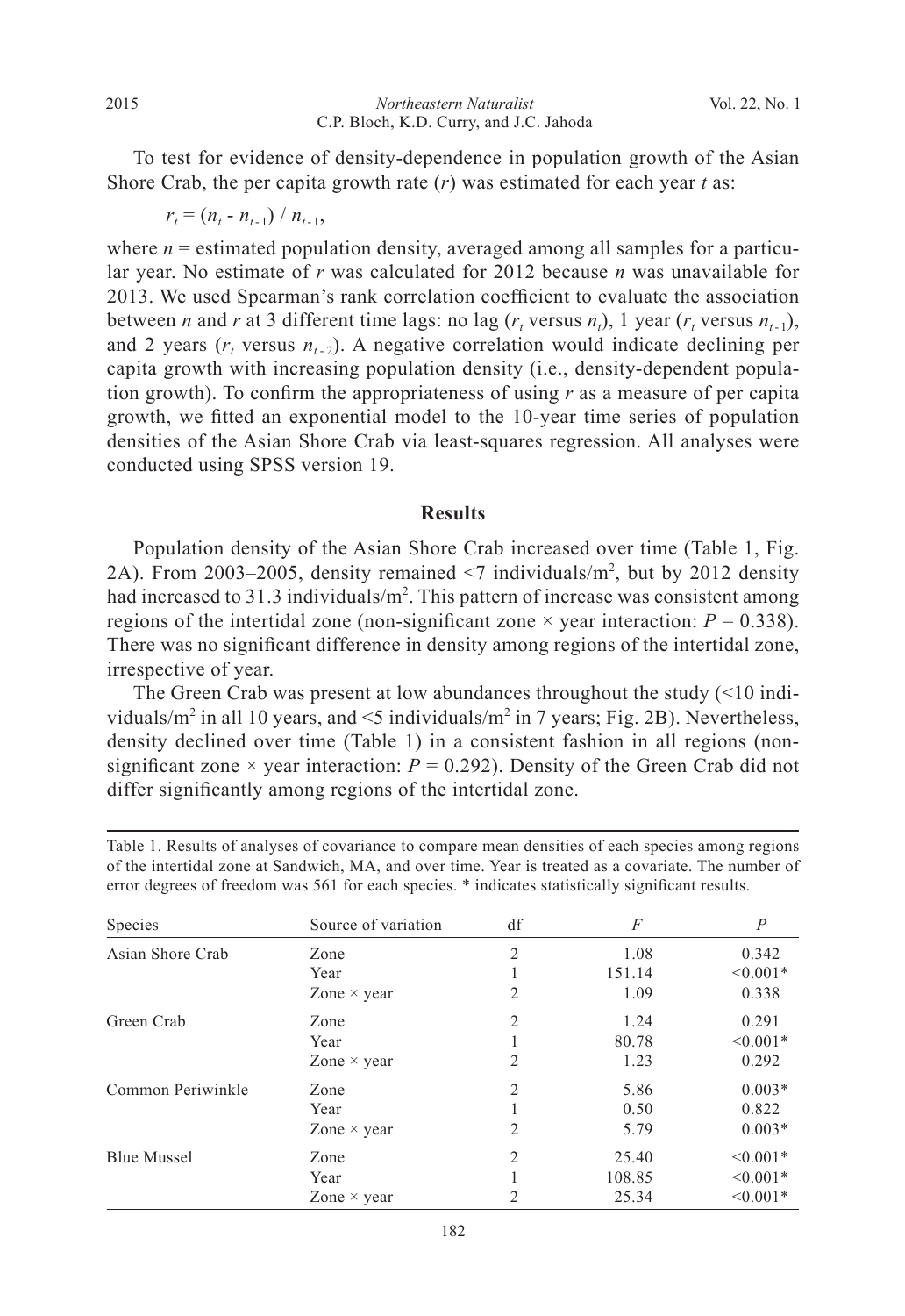To test for evidence of density-dependence in population growth of the Asian Shore Crab, the per capita growth rate ($r$) was estimated for each year $t$ as:

$$r_t = (n_t - n_{t-1}) / n_{t-1},$$

where $n$ = estimated population density, averaged among all samples for a particular year. No estimate of $r$ was calculated for 2012 because $n$ was unavailable for 2013. We used Spearman's rank correlation coefficient to evaluate the association between $n$ and $r$ at 3 different time lags: no lag ($r_t$ versus $n_t$), 1 year ($r_t$ versus $n_{t-1}$), and 2 years ($r_t$ versus $n_{t-2}$). A negative correlation would indicate declining per capita growth with increasing population density (i.e., density-dependent population growth). To confirm the appropriateness of using $r$ as a measure of per capita growth, we fitted an exponential model to the 10-year time series of population densities of the Asian Shore Crab via least-squares regression. All analyses were conducted using SPSS version 19.

## Results

Population density of the Asian Shore Crab increased over time (Table 1, Fig. 2A). From 2003–2005, density remained <7 individuals/m$^2$, but by 2012 density had increased to 31.3 individuals/m$^2$. This pattern of increase was consistent among regions of the intertidal zone (non-significant zone × year interaction: $P = 0.338$). There was no significant difference in density among regions of the intertidal zone, irrespective of year.

The Green Crab was present at low abundances throughout the study (<10 individuals/m$^2$ in all 10 years, and <5 individuals/m$^2$ in 7 years; Fig. 2B). Nevertheless, density declined over time (Table 1) in a consistent fashion in all regions (non-significant zone × year interaction: $P = 0.292$). Density of the Green Crab did not differ significantly among regions of the intertidal zone.

Table 1. Results of analyses of covariance to compare mean densities of each species among regions of the intertidal zone at Sandwich, MA, and over time. Year is treated as a covariate. The number of error degrees of freedom was 561 for each species. * indicates statistically significant results.

| Species | Source of variation | df | $F$ | $P$ |
|---|---|---|---|---|
| Asian Shore Crab | Zone | 2 | 1.08 | 0.342 |
| | Year | 1 | 151.14 | <0.001* |
| | Zone × year | 2 | 1.09 | 0.338 |
| Green Crab | Zone | 2 | 1.24 | 0.291 |
| | Year | 1 | 80.78 | <0.001* |
| | Zone × year | 2 | 1.23 | 0.292 |
| Common Periwinkle | Zone | 2 | 5.86 | 0.003* |
| | Year | 1 | 0.50 | 0.822 |
| | Zone × year | 2 | 5.79 | 0.003* |
| Blue Mussel | Zone | 2 | 25.40 | <0.001* |
| | Year | 1 | 108.85 | <0.001* |
| | Zone × year | 2 | 25.34 | <0.001* |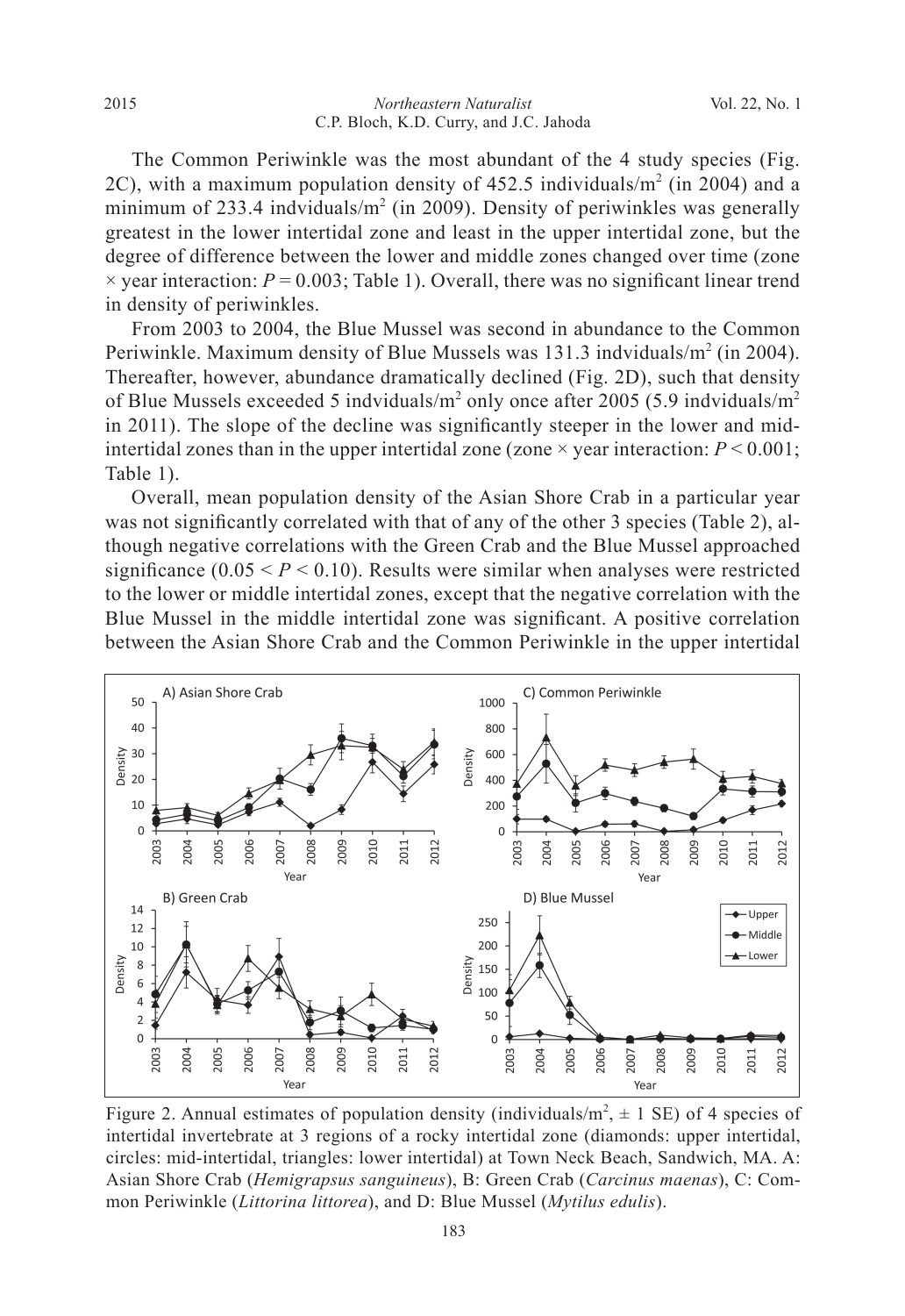The Common Periwinkle was the most abundant of the 4 study species (Fig. 2C), with a maximum population density of 452.5 individuals/m$^2$ (in 2004) and a minimum of 233.4 indviduals/m$^2$ (in 2009). Density of periwinkles was generally greatest in the lower intertidal zone and least in the upper intertidal zone, but the degree of difference between the lower and middle zones changed over time (zone × year interaction: $P = 0.003$; Table 1). Overall, there was no significant linear trend in density of periwinkles.

From 2003 to 2004, the Blue Mussel was second in abundance to the Common Periwinkle. Maximum density of Blue Mussels was 131.3 indviduals/m$^2$ (in 2004). Thereafter, however, abundance dramatically declined (Fig. 2D), such that density of Blue Mussels exceeded 5 indviduals/m$^2$ only once after 2005 (5.9 indviduals/m$^2$ in 2011). The slope of the decline was significantly steeper in the lower and mid-intertidal zones than in the upper intertidal zone (zone × year interaction: $P < 0.001$; Table 1).

Overall, mean population density of the Asian Shore Crab in a particular year was not significantly correlated with that of any of the other 3 species (Table 2), although negative correlations with the Green Crab and the Blue Mussel approached significance ($0.05 < P < 0.10$). Results were similar when analyses were restricted to the lower or middle intertidal zones, except that the negative correlation with the Blue Mussel in the middle intertidal zone was significant. A positive correlation between the Asian Shore Crab and the Common Periwinkle in the upper intertidal

Figure 2. Annual estimates of population density (individuals/m$^2$, ± 1 SE) of 4 species of intertidal invertebrate at 3 regions of a rocky intertidal zone (diamonds: upper intertidal, circles: mid-intertidal, triangles: lower intertidal) at Town Neck Beach, Sandwich, MA. A: Asian Shore Crab (*Hemigrapsus sanguineus*), B: Green Crab (*Carcinus maenas*), C: Common Periwinkle (*Littorina littorea*), and D: Blue Mussel (*Mytilus edulis*).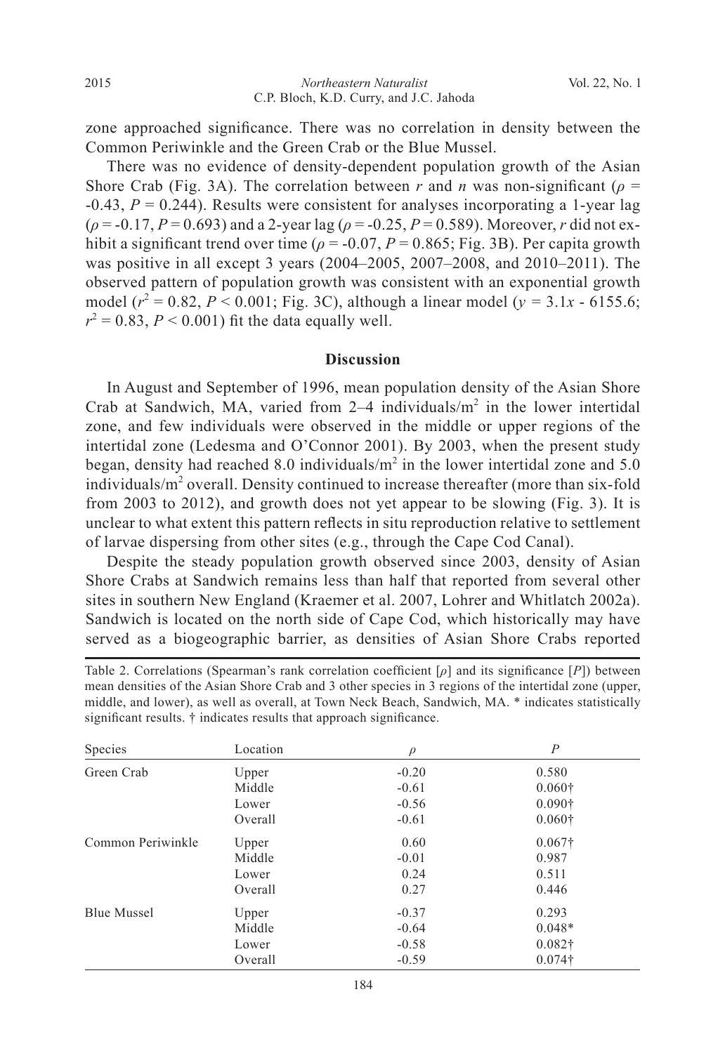zone approached significance. There was no correlation in density between the Common Periwinkle and the Green Crab or the Blue Mussel.

There was no evidence of density-dependent population growth of the Asian Shore Crab (Fig. 3A). The correlation between $r$ and $n$ was non-significant ($\rho$ = -0.43, $P$ = 0.244). Results were consistent for analyses incorporating a 1-year lag ($\rho$ = -0.17, $P$ = 0.693) and a 2-year lag ($\rho$ = -0.25, $P$ = 0.589). Moreover, $r$ did not exhibit a significant trend over time ($\rho$ = -0.07, $P$ = 0.865; Fig. 3B). Per capita growth was positive in all except 3 years (2004–2005, 2007–2008, and 2010–2011). The observed pattern of population growth was consistent with an exponential growth model ($r^2$ = 0.82, $P$ < 0.001; Fig. 3C), although a linear model ($y = 3.1x - 6155.6$; $r^2$ = 0.83, $P$ < 0.001) fit the data equally well.

## Discussion

In August and September of 1996, mean population density of the Asian Shore Crab at Sandwich, MA, varied from 2–4 individuals/m$^2$ in the lower intertidal zone, and few individuals were observed in the middle or upper regions of the intertidal zone (Ledesma and O'Connor 2001). By 2003, when the present study began, density had reached 8.0 individuals/m$^2$ in the lower intertidal zone and 5.0 individuals/m$^2$ overall. Density continued to increase thereafter (more than six-fold from 2003 to 2012), and growth does not yet appear to be slowing (Fig. 3). It is unclear to what extent this pattern reflects in situ reproduction relative to settlement of larvae dispersing from other sites (e.g., through the Cape Cod Canal).

Despite the steady population growth observed since 2003, density of Asian Shore Crabs at Sandwich remains less than half that reported from several other sites in southern New England (Kraemer et al. 2007, Lohrer and Whitlatch 2002a). Sandwich is located on the north side of Cape Cod, which historically may have served as a biogeographic barrier, as densities of Asian Shore Crabs reported

Table 2. Correlations (Spearman's rank correlation coefficient [$\rho$] and its significance [$P$]) between mean densities of the Asian Shore Crab and 3 other species in 3 regions of the intertidal zone (upper, middle, and lower), as well as overall, at Town Neck Beach, Sandwich, MA. * indicates statistically significant results. † indicates results that approach significance.

| Species | Location | $\rho$ | $P$ |
|---|---|---|---|
| Green Crab | Upper | -0.20 | 0.580 |
| | Middle | -0.61 | 0.060† |
| | Lower | -0.56 | 0.090† |
| | Overall | -0.61 | 0.060† |
| Common Periwinkle | Upper | 0.60 | 0.067† |
| | Middle | -0.01 | 0.987 |
| | Lower | 0.24 | 0.511 |
| | Overall | 0.27 | 0.446 |
| Blue Mussel | Upper | -0.37 | 0.293 |
| | Middle | -0.64 | 0.048* |
| | Lower | -0.58 | 0.082† |
| | Overall | -0.59 | 0.074† |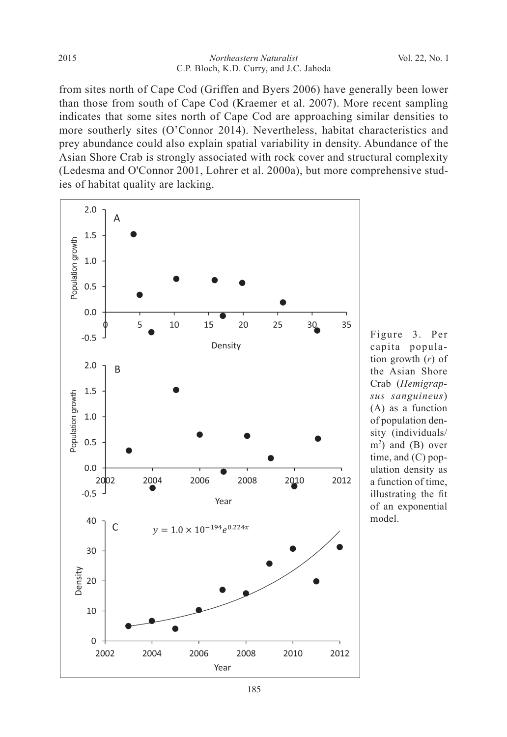from sites north of Cape Cod (Griffen and Byers 2006) have generally been lower than those from south of Cape Cod (Kraemer et al. 2007). More recent sampling indicates that some sites north of Cape Cod are approaching similar densities to more southerly sites (O'Connor 2014). Nevertheless, habitat characteristics and prey abundance could also explain spatial variability in density. Abundance of the Asian Shore Crab is strongly associated with rock cover and structural complexity (Ledesma and O'Connor 2001, Lohrer et al. 2000a), but more comprehensive studies of habitat quality are lacking.

Figure 3. Per capita population growth ($r$) of the Asian Shore Crab (*Hemigrapsus sanguineus*) (A) as a function of population density (individuals/m$^2$) and (B) over time, and (C) population density as a function of time, illustrating the fit of an exponential model.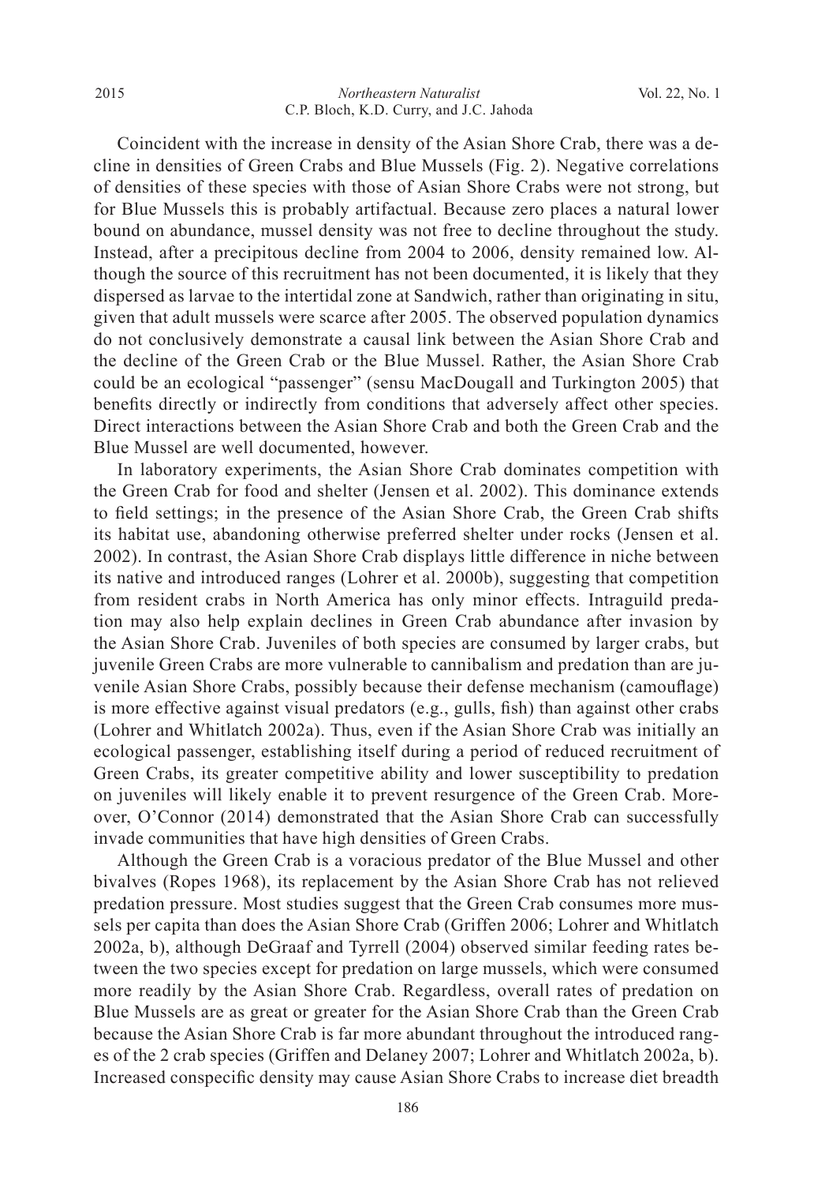Coincident with the increase in density of the Asian Shore Crab, there was a decline in densities of Green Crabs and Blue Mussels (Fig. 2). Negative correlations of densities of these species with those of Asian Shore Crabs were not strong, but for Blue Mussels this is probably artifactual. Because zero places a natural lower bound on abundance, mussel density was not free to decline throughout the study. Instead, after a precipitous decline from 2004 to 2006, density remained low. Although the source of this recruitment has not been documented, it is likely that they dispersed as larvae to the intertidal zone at Sandwich, rather than originating in situ, given that adult mussels were scarce after 2005. The observed population dynamics do not conclusively demonstrate a causal link between the Asian Shore Crab and the decline of the Green Crab or the Blue Mussel. Rather, the Asian Shore Crab could be an ecological "passenger" (sensu MacDougall and Turkington 2005) that benefits directly or indirectly from conditions that adversely affect other species. Direct interactions between the Asian Shore Crab and both the Green Crab and the Blue Mussel are well documented, however.

In laboratory experiments, the Asian Shore Crab dominates competition with the Green Crab for food and shelter (Jensen et al. 2002). This dominance extends to field settings; in the presence of the Asian Shore Crab, the Green Crab shifts its habitat use, abandoning otherwise preferred shelter under rocks (Jensen et al. 2002). In contrast, the Asian Shore Crab displays little difference in niche between its native and introduced ranges (Lohrer et al. 2000b), suggesting that competition from resident crabs in North America has only minor effects. Intraguild predation may also help explain declines in Green Crab abundance after invasion by the Asian Shore Crab. Juveniles of both species are consumed by larger crabs, but juvenile Green Crabs are more vulnerable to cannibalism and predation than are juvenile Asian Shore Crabs, possibly because their defense mechanism (camouflage) is more effective against visual predators (e.g., gulls, fish) than against other crabs (Lohrer and Whitlatch 2002a). Thus, even if the Asian Shore Crab was initially an ecological passenger, establishing itself during a period of reduced recruitment of Green Crabs, its greater competitive ability and lower susceptibility to predation on juveniles will likely enable it to prevent resurgence of the Green Crab. Moreover, O'Connor (2014) demonstrated that the Asian Shore Crab can successfully invade communities that have high densities of Green Crabs.

Although the Green Crab is a voracious predator of the Blue Mussel and other bivalves (Ropes 1968), its replacement by the Asian Shore Crab has not relieved predation pressure. Most studies suggest that the Green Crab consumes more mussels per capita than does the Asian Shore Crab (Griffen 2006; Lohrer and Whitlatch 2002a, b), although DeGraaf and Tyrrell (2004) observed similar feeding rates between the two species except for predation on large mussels, which were consumed more readily by the Asian Shore Crab. Regardless, overall rates of predation on Blue Mussels are as great or greater for the Asian Shore Crab than the Green Crab because the Asian Shore Crab is far more abundant throughout the introduced ranges of the 2 crab species (Griffen and Delaney 2007; Lohrer and Whitlatch 2002a, b). Increased conspecific density may cause Asian Shore Crabs to increase diet breadth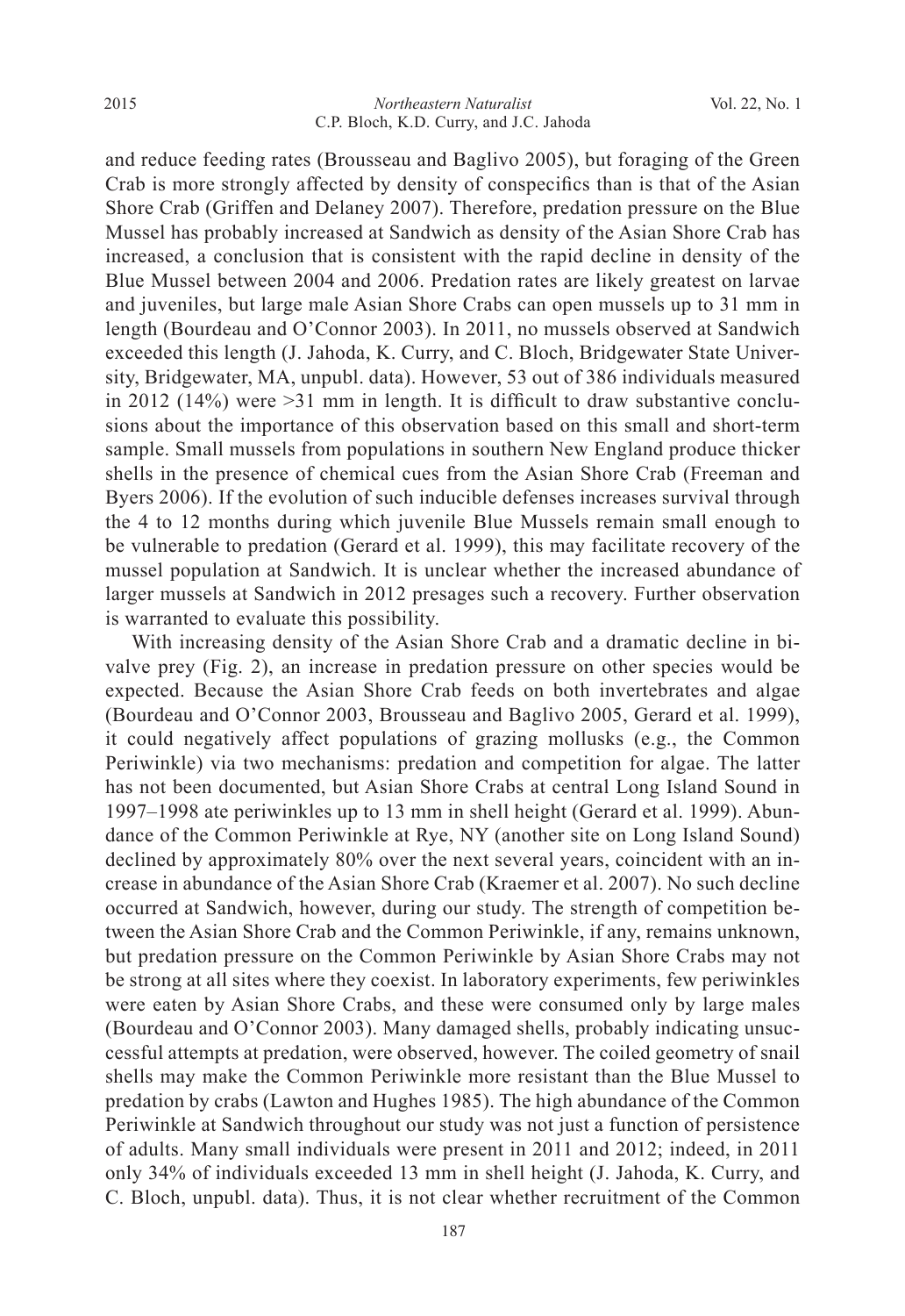and reduce feeding rates (Brousseau and Baglivo 2005), but foraging of the Green Crab is more strongly affected by density of conspecifics than is that of the Asian Shore Crab (Griffen and Delaney 2007). Therefore, predation pressure on the Blue Mussel has probably increased at Sandwich as density of the Asian Shore Crab has increased, a conclusion that is consistent with the rapid decline in density of the Blue Mussel between 2004 and 2006. Predation rates are likely greatest on larvae and juveniles, but large male Asian Shore Crabs can open mussels up to 31 mm in length (Bourdeau and O'Connor 2003). In 2011, no mussels observed at Sandwich exceeded this length (J. Jahoda, K. Curry, and C. Bloch, Bridgewater State University, Bridgewater, MA, unpubl. data). However, 53 out of 386 individuals measured in 2012 (14%) were >31 mm in length. It is difficult to draw substantive conclusions about the importance of this observation based on this small and short-term sample. Small mussels from populations in southern New England produce thicker shells in the presence of chemical cues from the Asian Shore Crab (Freeman and Byers 2006). If the evolution of such inducible defenses increases survival through the 4 to 12 months during which juvenile Blue Mussels remain small enough to be vulnerable to predation (Gerard et al. 1999), this may facilitate recovery of the mussel population at Sandwich. It is unclear whether the increased abundance of larger mussels at Sandwich in 2012 presages such a recovery. Further observation is warranted to evaluate this possibility.

With increasing density of the Asian Shore Crab and a dramatic decline in bivalve prey (Fig. 2), an increase in predation pressure on other species would be expected. Because the Asian Shore Crab feeds on both invertebrates and algae (Bourdeau and O'Connor 2003, Brousseau and Baglivo 2005, Gerard et al. 1999), it could negatively affect populations of grazing mollusks (e.g., the Common Periwinkle) via two mechanisms: predation and competition for algae. The latter has not been documented, but Asian Shore Crabs at central Long Island Sound in 1997–1998 ate periwinkles up to 13 mm in shell height (Gerard et al. 1999). Abundance of the Common Periwinkle at Rye, NY (another site on Long Island Sound) declined by approximately 80% over the next several years, coincident with an increase in abundance of the Asian Shore Crab (Kraemer et al. 2007). No such decline occurred at Sandwich, however, during our study. The strength of competition between the Asian Shore Crab and the Common Periwinkle, if any, remains unknown, but predation pressure on the Common Periwinkle by Asian Shore Crabs may not be strong at all sites where they coexist. In laboratory experiments, few periwinkles were eaten by Asian Shore Crabs, and these were consumed only by large males (Bourdeau and O'Connor 2003). Many damaged shells, probably indicating unsuccessful attempts at predation, were observed, however. The coiled geometry of snail shells may make the Common Periwinkle more resistant than the Blue Mussel to predation by crabs (Lawton and Hughes 1985). The high abundance of the Common Periwinkle at Sandwich throughout our study was not just a function of persistence of adults. Many small individuals were present in 2011 and 2012; indeed, in 2011 only 34% of individuals exceeded 13 mm in shell height (J. Jahoda, K. Curry, and C. Bloch, unpubl. data). Thus, it is not clear whether recruitment of the Common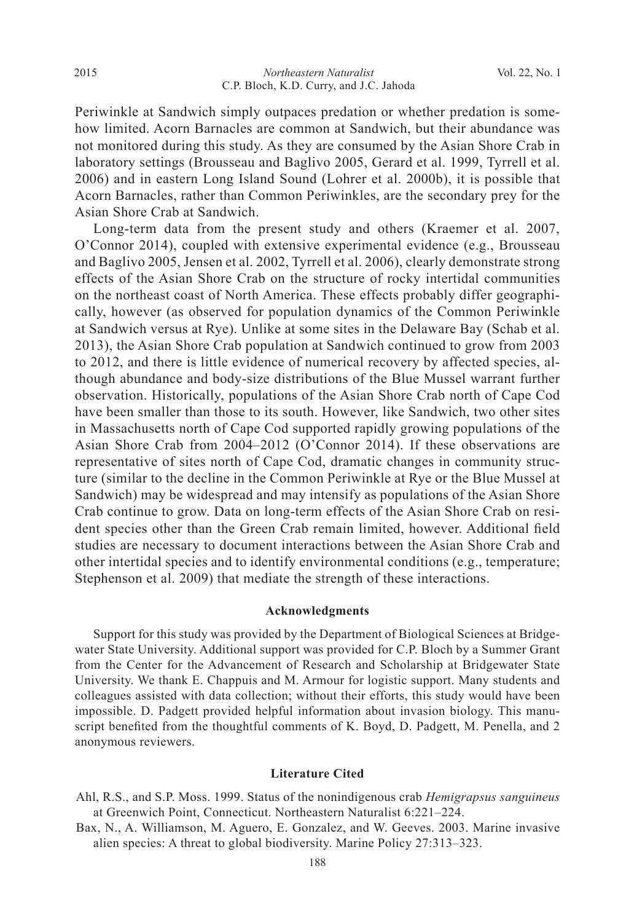Periwinkle at Sandwich simply outpaces predation or whether predation is somehow limited. Acorn Barnacles are common at Sandwich, but their abundance was not monitored during this study. As they are consumed by the Asian Shore Crab in laboratory settings (Brousseau and Baglivo 2005, Gerard et al. 1999, Tyrrell et al. 2006) and in eastern Long Island Sound (Lohrer et al. 2000b), it is possible that Acorn Barnacles, rather than Common Periwinkles, are the secondary prey for the Asian Shore Crab at Sandwich.

Long-term data from the present study and others (Kraemer et al. 2007, O'Connor 2014), coupled with extensive experimental evidence (e.g., Brousseau and Baglivo 2005, Jensen et al. 2002, Tyrrell et al. 2006), clearly demonstrate strong effects of the Asian Shore Crab on the structure of rocky intertidal communities on the northeast coast of North America. These effects probably differ geographically, however (as observed for population dynamics of the Common Periwinkle at Sandwich versus at Rye). Unlike at some sites in the Delaware Bay (Schab et al. 2013), the Asian Shore Crab population at Sandwich continued to grow from 2003 to 2012, and there is little evidence of numerical recovery by affected species, although abundance and body-size distributions of the Blue Mussel warrant further observation. Historically, populations of the Asian Shore Crab north of Cape Cod have been smaller than those to its south. However, like Sandwich, two other sites in Massachusetts north of Cape Cod supported rapidly growing populations of the Asian Shore Crab from 2004–2012 (O'Connor 2014). If these observations are representative of sites north of Cape Cod, dramatic changes in community structure (similar to the decline in the Common Periwinkle at Rye or the Blue Mussel at Sandwich) may be widespread and may intensify as populations of the Asian Shore Crab continue to grow. Data on long-term effects of the Asian Shore Crab on resident species other than the Green Crab remain limited, however. Additional field studies are necessary to document interactions between the Asian Shore Crab and other intertidal species and to identify environmental conditions (e.g., temperature; Stephenson et al. 2009) that mediate the strength of these interactions.

## Acknowledgments

Support for this study was provided by the Department of Biological Sciences at Bridgewater State University. Additional support was provided for C.P. Bloch by a Summer Grant from the Center for the Advancement of Research and Scholarship at Bridgewater State University. We thank E. Chappuis and M. Armour for logistic support. Many students and colleagues assisted with data collection; without their efforts, this study would have been impossible. D. Padgett provided helpful information about invasion biology. This manuscript benefited from the thoughtful comments of K. Boyd, D. Padgett, M. Penella, and 2 anonymous reviewers.

## Literature Cited

Ahl, R.S., and S.P. Moss. 1999. Status of the nonindigenous crab *Hemigrapsus sanguineus* at Greenwich Point, Connecticut. Northeastern Naturalist 6:221–224.

Bax, N., A. Williamson, M. Aguero, E. Gonzalez, and W. Geeves. 2003. Marine invasive alien species: A threat to global biodiversity. Marine Policy 27:313–323.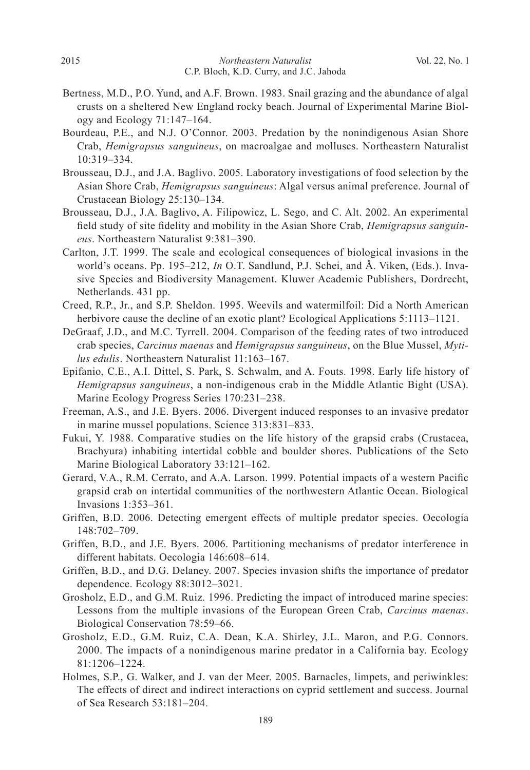Bertness, M.D., P.O. Yund, and A.F. Brown. 1983. Snail grazing and the abundance of algal crusts on a sheltered New England rocky beach. Journal of Experimental Marine Biology and Ecology 71:147–164.

Bourdeau, P.E., and N.J. O'Connor. 2003. Predation by the nonindigenous Asian Shore Crab, *Hemigrapsus sanguineus*, on macroalgae and molluscs. Northeastern Naturalist 10:319–334.

Brousseau, D.J., and J.A. Baglivo. 2005. Laboratory investigations of food selection by the Asian Shore Crab, *Hemigrapsus sanguineus*: Algal versus animal preference. Journal of Crustacean Biology 25:130–134.

Brousseau, D.J., J.A. Baglivo, A. Filipowicz, L. Sego, and C. Alt. 2002. An experimental field study of site fidelity and mobility in the Asian Shore Crab, *Hemigrapsus sanguineus*. Northeastern Naturalist 9:381–390.

Carlton, J.T. 1999. The scale and ecological consequences of biological invasions in the world's oceans. Pp. 195–212, *In* O.T. Sandlund, P.J. Schei, and Å. Viken, (Eds.). Invasive Species and Biodiversity Management. Kluwer Academic Publishers, Dordrecht, Netherlands. 431 pp.

Creed, R.P., Jr., and S.P. Sheldon. 1995. Weevils and watermilfoil: Did a North American herbivore cause the decline of an exotic plant? Ecological Applications 5:1113–1121.

DeGraaf, J.D., and M.C. Tyrrell. 2004. Comparison of the feeding rates of two introduced crab species, *Carcinus maenas* and *Hemigrapsus sanguineus*, on the Blue Mussel, *Mytilus edulis*. Northeastern Naturalist 11:163–167.

Epifanio, C.E., A.I. Dittel, S. Park, S. Schwalm, and A. Fouts. 1998. Early life history of *Hemigrapsus sanguineus*, a non-indigenous crab in the Middle Atlantic Bight (USA). Marine Ecology Progress Series 170:231–238.

Freeman, A.S., and J.E. Byers. 2006. Divergent induced responses to an invasive predator in marine mussel populations. Science 313:831–833.

Fukui, Y. 1988. Comparative studies on the life history of the grapsid crabs (Crustacea, Brachyura) inhabiting intertidal cobble and boulder shores. Publications of the Seto Marine Biological Laboratory 33:121–162.

Gerard, V.A., R.M. Cerrato, and A.A. Larson. 1999. Potential impacts of a western Pacific grapsid crab on intertidal communities of the northwestern Atlantic Ocean. Biological Invasions 1:353–361.

Griffen, B.D. 2006. Detecting emergent effects of multiple predator species. Oecologia 148:702–709.

Griffen, B.D., and J.E. Byers. 2006. Partitioning mechanisms of predator interference in different habitats. Oecologia 146:608–614.

Griffen, B.D., and D.G. Delaney. 2007. Species invasion shifts the importance of predator dependence. Ecology 88:3012–3021.

Grosholz, E.D., and G.M. Ruiz. 1996. Predicting the impact of introduced marine species: Lessons from the multiple invasions of the European Green Crab, *Carcinus maenas*. Biological Conservation 78:59–66.

Grosholz, E.D., G.M. Ruiz, C.A. Dean, K.A. Shirley, J.L. Maron, and P.G. Connors. 2000. The impacts of a nonindigenous marine predator in a California bay. Ecology 81:1206–1224.

Holmes, S.P., G. Walker, and J. van der Meer. 2005. Barnacles, limpets, and periwinkles: The effects of direct and indirect interactions on cyprid settlement and success. Journal of Sea Research 53:181–204.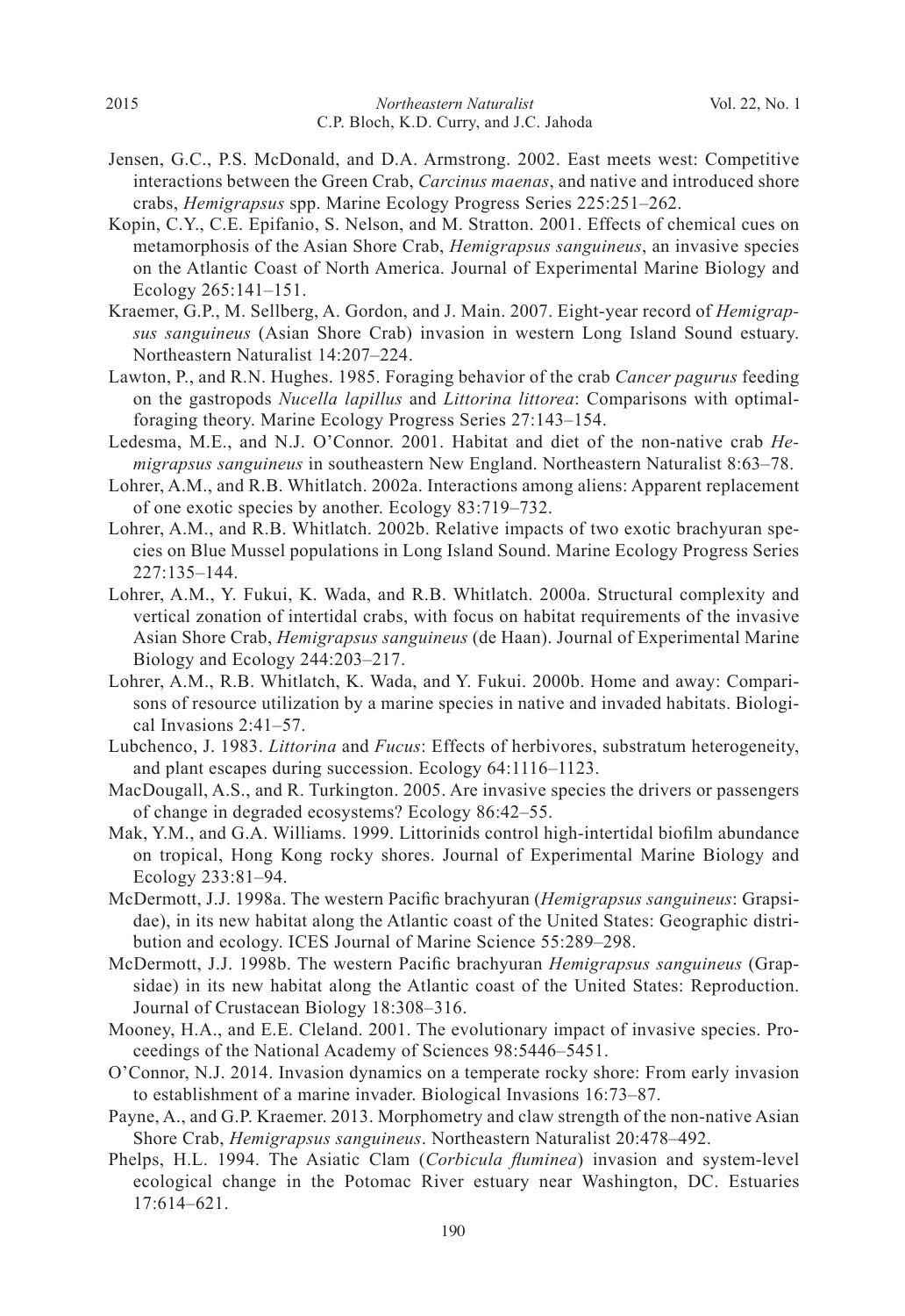Jensen, G.C., P.S. McDonald, and D.A. Armstrong. 2002. East meets west: Competitive interactions between the Green Crab, *Carcinus maenas*, and native and introduced shore crabs, *Hemigrapsus* spp. Marine Ecology Progress Series 225:251–262.

Kopin, C.Y., C.E. Epifanio, S. Nelson, and M. Stratton. 2001. Effects of chemical cues on metamorphosis of the Asian Shore Crab, *Hemigrapsus sanguineus*, an invasive species on the Atlantic Coast of North America. Journal of Experimental Marine Biology and Ecology 265:141–151.

Kraemer, G.P., M. Sellberg, A. Gordon, and J. Main. 2007. Eight-year record of *Hemigrapsus sanguineus* (Asian Shore Crab) invasion in western Long Island Sound estuary. Northeastern Naturalist 14:207–224.

Lawton, P., and R.N. Hughes. 1985. Foraging behavior of the crab *Cancer pagurus* feeding on the gastropods *Nucella lapillus* and *Littorina littorea*: Comparisons with optimal-foraging theory. Marine Ecology Progress Series 27:143–154.

Ledesma, M.E., and N.J. O'Connor. 2001. Habitat and diet of the non-native crab *Hemigrapsus sanguineus* in southeastern New England. Northeastern Naturalist 8:63–78.

Lohrer, A.M., and R.B. Whitlatch. 2002a. Interactions among aliens: Apparent replacement of one exotic species by another. Ecology 83:719–732.

Lohrer, A.M., and R.B. Whitlatch. 2002b. Relative impacts of two exotic brachyuran species on Blue Mussel populations in Long Island Sound. Marine Ecology Progress Series 227:135–144.

Lohrer, A.M., Y. Fukui, K. Wada, and R.B. Whitlatch. 2000a. Structural complexity and vertical zonation of intertidal crabs, with focus on habitat requirements of the invasive Asian Shore Crab, *Hemigrapsus sanguineus* (de Haan). Journal of Experimental Marine Biology and Ecology 244:203–217.

Lohrer, A.M., R.B. Whitlatch, K. Wada, and Y. Fukui. 2000b. Home and away: Comparisons of resource utilization by a marine species in native and invaded habitats. Biological Invasions 2:41–57.

Lubchenco, J. 1983. *Littorina* and *Fucus*: Effects of herbivores, substratum heterogeneity, and plant escapes during succession. Ecology 64:1116–1123.

MacDougall, A.S., and R. Turkington. 2005. Are invasive species the drivers or passengers of change in degraded ecosystems? Ecology 86:42–55.

Mak, Y.M., and G.A. Williams. 1999. Littorinids control high-intertidal biofilm abundance on tropical, Hong Kong rocky shores. Journal of Experimental Marine Biology and Ecology 233:81–94.

McDermott, J.J. 1998a. The western Pacific brachyuran (*Hemigrapsus sanguineus*: Grapsidae), in its new habitat along the Atlantic coast of the United States: Geographic distribution and ecology. ICES Journal of Marine Science 55:289–298.

McDermott, J.J. 1998b. The western Pacific brachyuran *Hemigrapsus sanguineus* (Grapsidae) in its new habitat along the Atlantic coast of the United States: Reproduction. Journal of Crustacean Biology 18:308–316.

Mooney, H.A., and E.E. Cleland. 2001. The evolutionary impact of invasive species. Proceedings of the National Academy of Sciences 98:5446–5451.

O'Connor, N.J. 2014. Invasion dynamics on a temperate rocky shore: From early invasion to establishment of a marine invader. Biological Invasions 16:73–87.

Payne, A., and G.P. Kraemer. 2013. Morphometry and claw strength of the non-native Asian Shore Crab, *Hemigrapsus sanguineus*. Northeastern Naturalist 20:478–492.

Phelps, H.L. 1994. The Asiatic Clam (*Corbicula fluminea*) invasion and system-level ecological change in the Potomac River estuary near Washington, DC. Estuaries 17:614–621.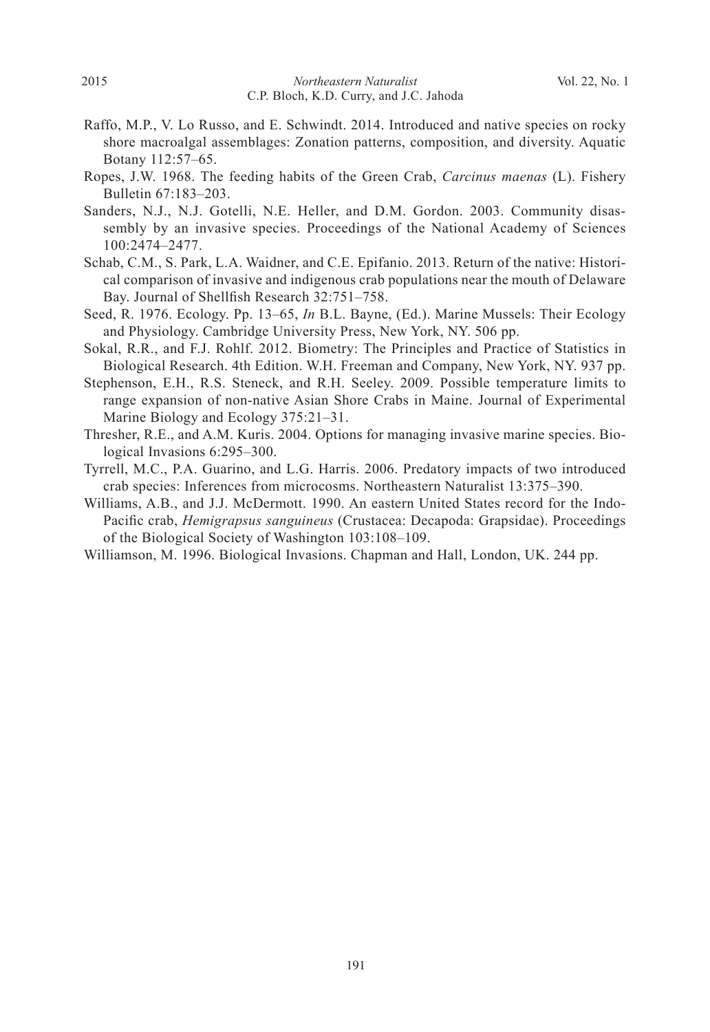Raffo, M.P., V. Lo Russo, and E. Schwindt. 2014. Introduced and native species on rocky shore macroalgal assemblages: Zonation patterns, composition, and diversity. Aquatic Botany 112:57–65.

Ropes, J.W. 1968. The feeding habits of the Green Crab, *Carcinus maenas* (L). Fishery Bulletin 67:183–203.

Sanders, N.J., N.J. Gotelli, N.E. Heller, and D.M. Gordon. 2003. Community disassembly by an invasive species. Proceedings of the National Academy of Sciences 100:2474–2477.

Schab, C.M., S. Park, L.A. Waidner, and C.E. Epifanio. 2013. Return of the native: Historical comparison of invasive and indigenous crab populations near the mouth of Delaware Bay. Journal of Shellfish Research 32:751–758.

Seed, R. 1976. Ecology. Pp. 13–65, *In* B.L. Bayne, (Ed.). Marine Mussels: Their Ecology and Physiology. Cambridge University Press, New York, NY. 506 pp.

Sokal, R.R., and F.J. Rohlf. 2012. Biometry: The Principles and Practice of Statistics in Biological Research. 4th Edition. W.H. Freeman and Company, New York, NY. 937 pp.

Stephenson, E.H., R.S. Steneck, and R.H. Seeley. 2009. Possible temperature limits to range expansion of non-native Asian Shore Crabs in Maine. Journal of Experimental Marine Biology and Ecology 375:21–31.

Thresher, R.E., and A.M. Kuris. 2004. Options for managing invasive marine species. Biological Invasions 6:295–300.

Tyrrell, M.C., P.A. Guarino, and L.G. Harris. 2006. Predatory impacts of two introduced crab species: Inferences from microcosms. Northeastern Naturalist 13:375–390.

Williams, A.B., and J.J. McDermott. 1990. An eastern United States record for the Indo-Pacific crab, *Hemigrapsus sanguineus* (Crustacea: Decapoda: Grapsidae). Proceedings of the Biological Society of Washington 103:108–109.

Williamson, M. 1996. Biological Invasions. Chapman and Hall, London, UK. 244 pp.